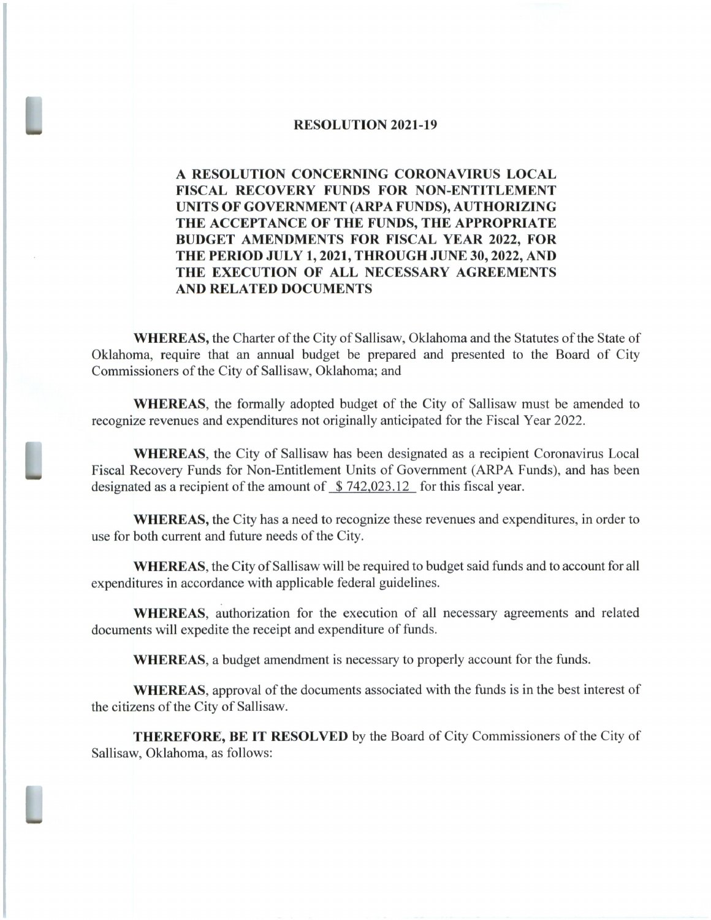# RESOLUTION 2021-19

## A RESOLUTION CONCERNING CORONAVIRUS LOCAL FISCAL RECOVERY FUNDS FOR NON-ENTITLEMENT UNITS OF GOVERNMENT (ARPA FUNDS), AUTHORIZING THE ACCEPTANCE OF THE FUNDS, THE APPROPRIATE BUDGET AMENDMENTS FOR FISCAL YEAR 2022, FOR THE PERIOD JULY 1, 2021, THROUGH JUNE 30, 2022, AND THE EXECUTION OF ALL NECESSARY AGREEMENTS AND RELATED DOCUMENTS

**WHEREAS,** the Charter of the City of Sallisaw, Oklahoma and the Statutes of the State of Oklahoma, require that an annual budget be prepared and presented to the Board of City Commissioners of the City of Sallisaw, Oklahoma; and

**WHEREAS**, the formally adopted budget of the City of Sallisaw must be amended to recognize revenues and expenditures not originally anticipated for the Fiscal Year 2022.

**WHEREAS**, the City of Sallisaw has been designated as a recipient Coronavirus Local Fiscal Recovery Funds for Non-Entitlement Units of Government (ARPA Funds), and has been designated as a recipient of the amount of \_\$ 742,023.12\_ for this fiscal year.

**WHEREAS,** the City has a need to recognize these revenues and expenditures, in order to use for both current and future needs of the City.

**WHEREAS**, the City of Sallisaw will be required to budget said funds and to account for all expenditures in accordance with applicable federal guidelines.

**WHEREAS**, authorization for the execution of all necessary agreements and related documents will expedite the receipt and expenditure of funds.

**WHEREAS**, a budget amendment is necessary to properly account for the funds.

**WHEREAS**, approval of the documents associated with the funds is in the best interest of the citizens of the City of Sallisaw.

**THEREFORE, BE IT RESOLVED** by the Board of City Commissioners of the City of Sallisaw, Oklahoma, as follows: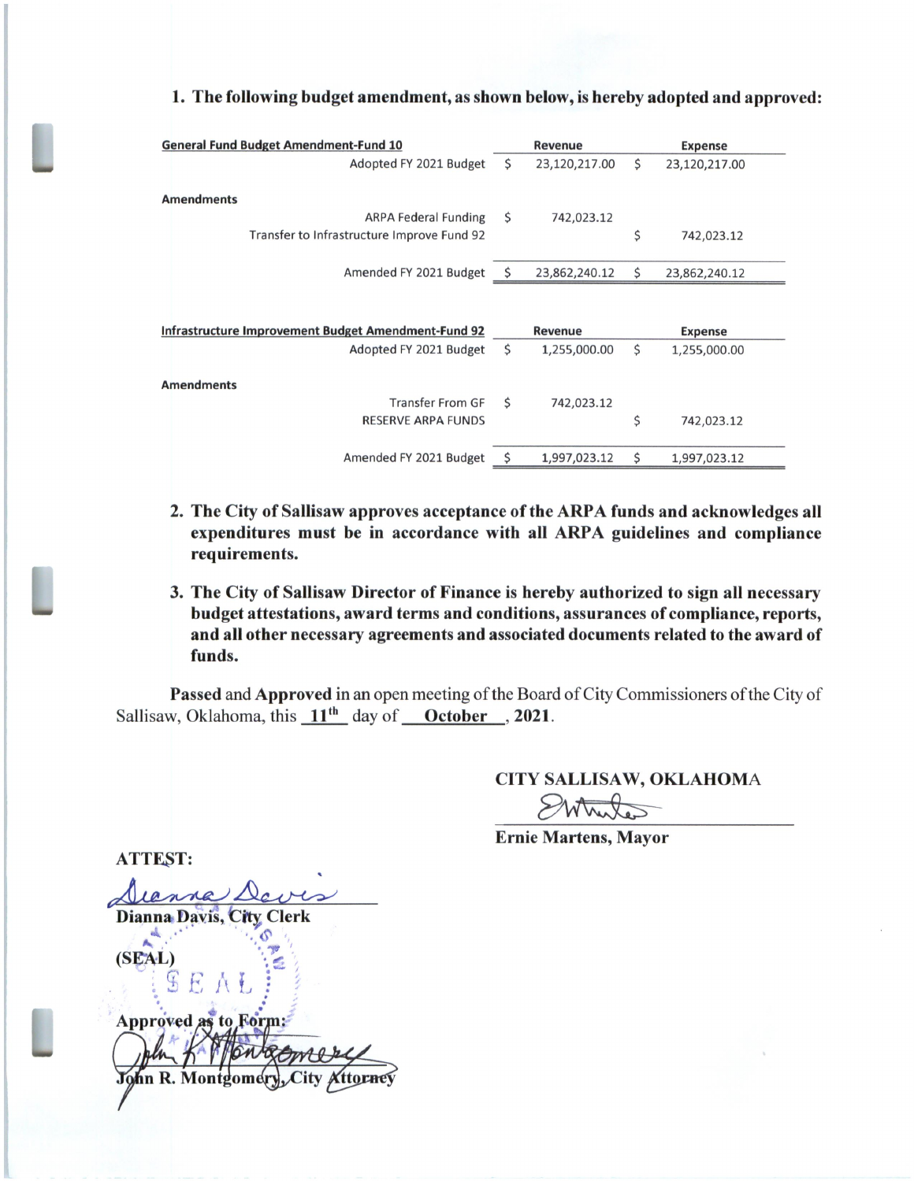1. **The following budget amendment, as shown below, is hereby adopted and approved:**

| General Fund Budget Amendment-Fund 10 | Revenue | Expense |
|---|---|---|
| Adopted FY 2021 Budget | $ 23,120,217.00 | $ 23,120,217.00 |
| **Amendments** | | |
| ARPA Federal Funding | $ 742,023.12 | |
| Transfer to Infrastructure Improve Fund 92 | | $ 742,023.12 |
| Amended FY 2021 Budget | $ 23,862,240.12 | $ 23,862,240.12 |

| Infrastructure Improvement Budget Amendment-Fund 92 | Revenue | Expense |
|---|---|---|
| Adopted FY 2021 Budget | $ 1,255,000.00 | $ 1,255,000.00 |
| **Amendments** | | |
| Transfer From GF | $ 742,023.12 | |
| RESERVE ARPA FUNDS | | $ 742,023.12 |
| Amended FY 2021 Budget | $ 1,997,023.12 | $ 1,997,023.12 |

2. **The City of Sallisaw approves acceptance of the ARPA funds and acknowledges all expenditures must be in accordance with all ARPA guidelines and compliance requirements.**

3. **The City of Sallisaw Director of Finance is hereby authorized to sign all necessary budget attestations, award terms and conditions, assurances of compliance, reports, and all other necessary agreements and associated documents related to the award of funds.**

**Passed** and **Approved** in an open meeting of the Board of City Commissioners of the City of Sallisaw, Oklahoma, this **11th** day of **October**, **2021**.

**CITY SALLISAW, OKLAHOMA**

**Ernie Martens, Mayor**

**ATTEST:**

**Dianna Davis, City Clerk**

**(SEAL)**

**Approved as to Form:**

**John R. Montgomery, City Attorney**